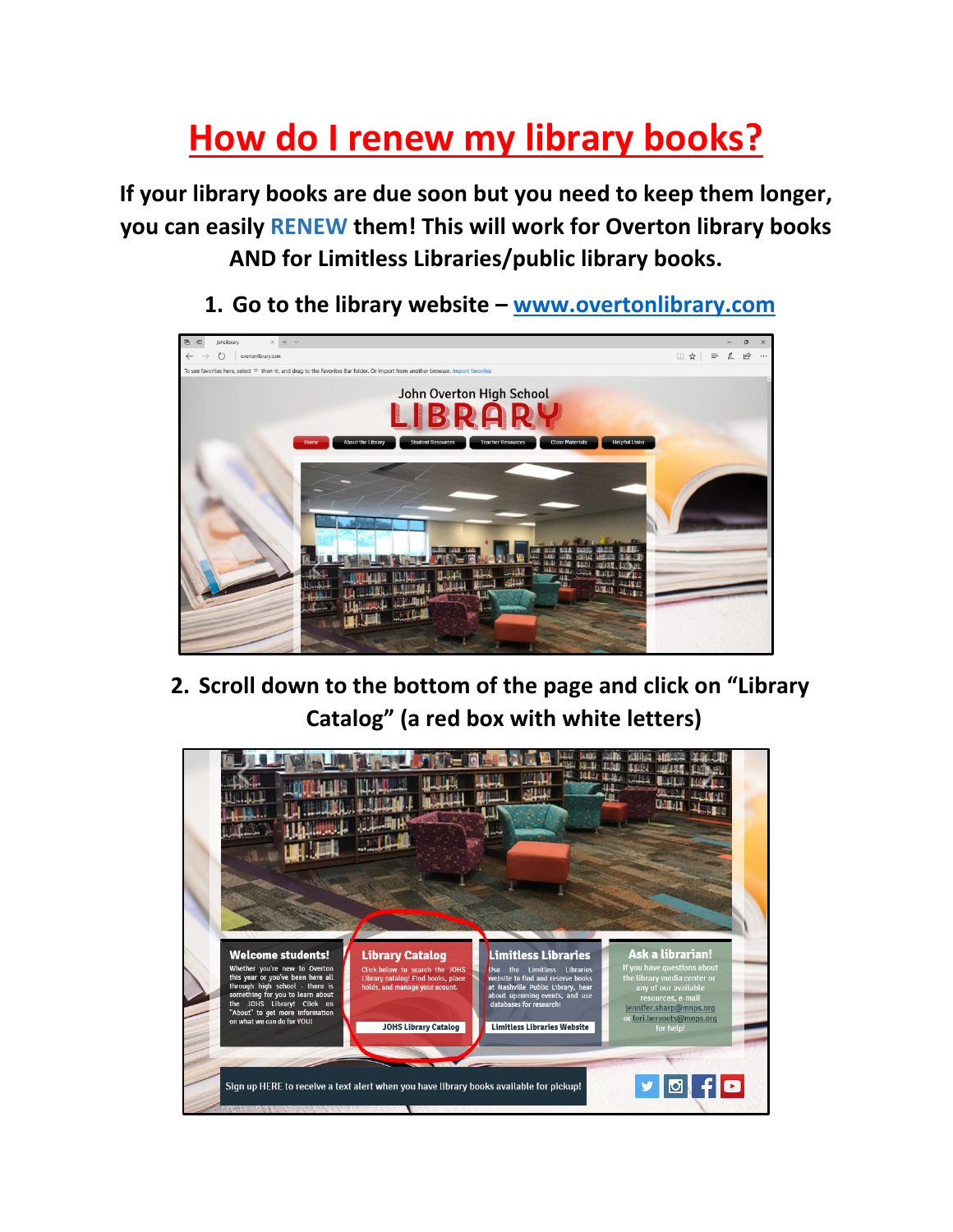# How do I renew my library books?

**If your library books are due soon but you need to keep them longer, you can easily RENEW them! This will work for Overton library books AND for Limitless Libraries/public library books.**

1. **Go to the library website – www.overtonlibrary.com**

2. **Scroll down to the bottom of the page and click on "Library Catalog" (a red box with white letters)**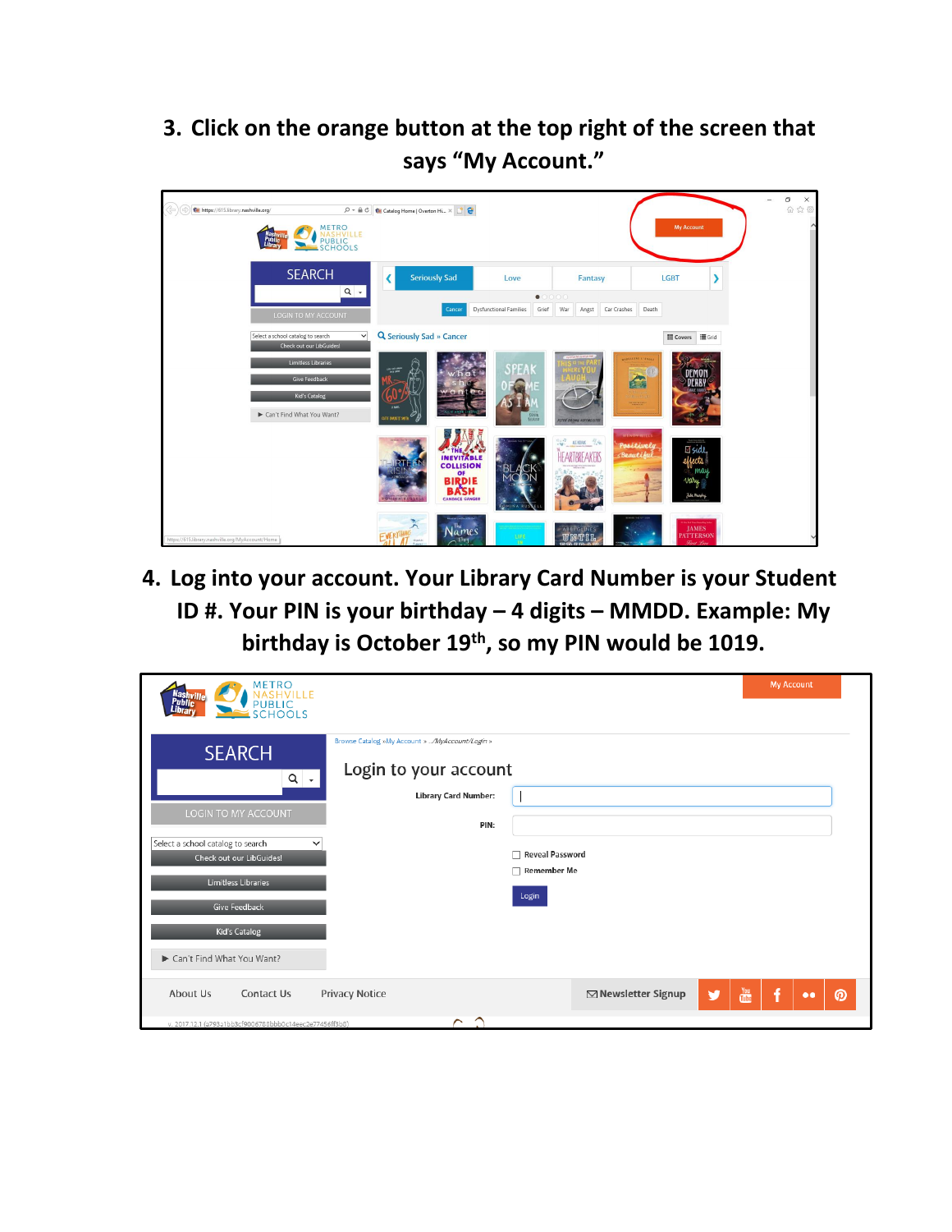3. Click on the orange button at the top right of the screen that says "My Account."

4. Log into your account. Your Library Card Number is your Student ID #. Your PIN is your birthday – 4 digits – MMDD. Example: My birthday is October 19th, so my PIN would be 1019.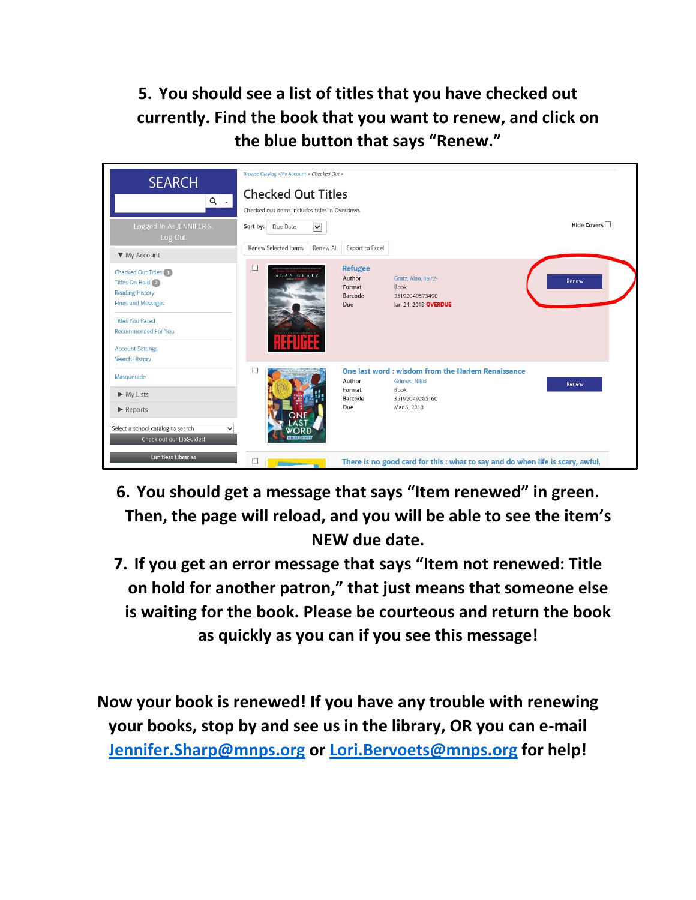**5. You should see a list of titles that you have checked out currently. Find the book that you want to renew, and click on the blue button that says "Renew."**

**6. You should get a message that says "Item renewed" in green. Then, the page will reload, and you will be able to see the item's NEW due date.**

**7. If you get an error message that says "Item not renewed: Title on hold for another patron," that just means that someone else is waiting for the book. Please be courteous and return the book as quickly as you can if you see this message!**

**Now your book is renewed! If you have any trouble with renewing your books, stop by and see us in the library, OR you can e-mail [Jennifer.Sharp@mnps.org](mailto:Jennifer.Sharp@mnps.org) or [Lori.Bervoets@mnps.org](mailto:Lori.Bervoets@mnps.org) for help!**